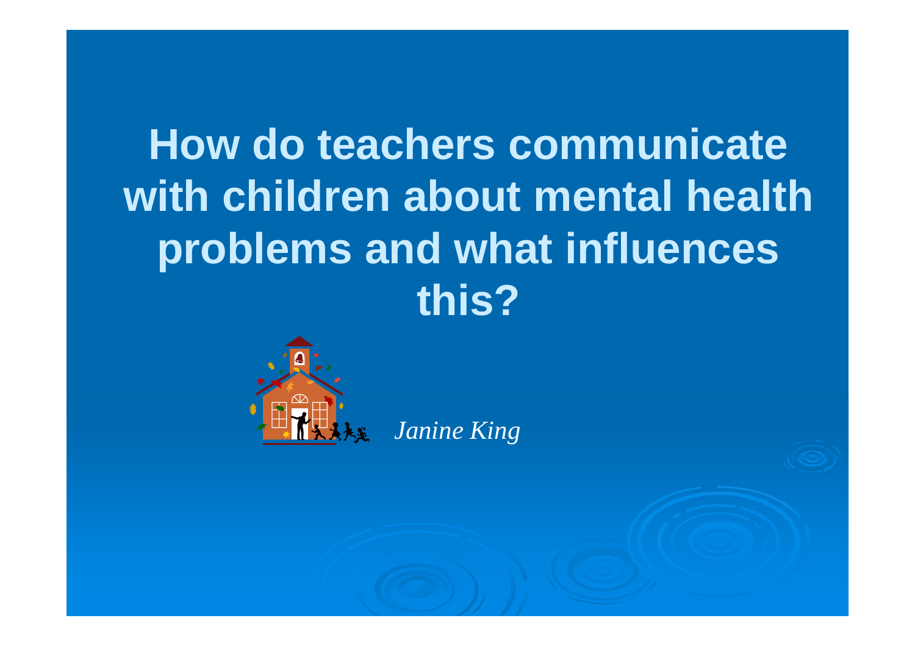# How do teachers communicate with children about mental health problems and what influences this?

*Janine King*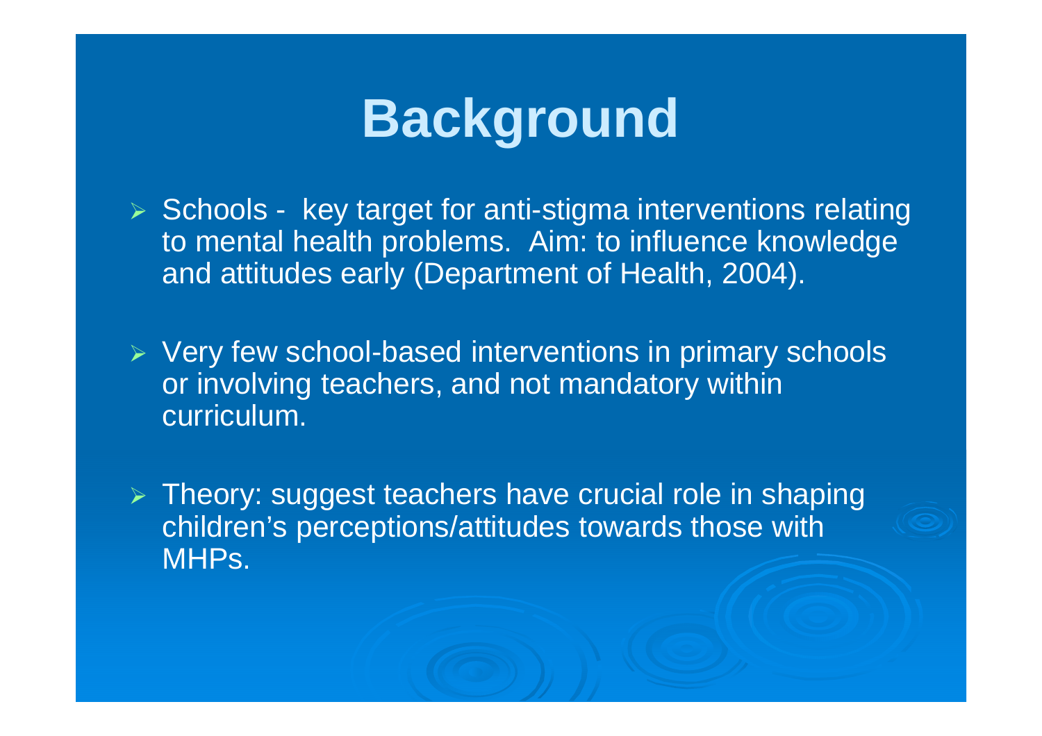# Background

- Schools - key target for anti-stigma interventions relating to mental health problems. Aim: to influence knowledge and attitudes early (Department of Health, 2004).
- Very few school-based interventions in primary schools or involving teachers, and not mandatory within curriculum.
- Theory: suggest teachers have crucial role in shaping children's perceptions/attitudes towards those with MHPs.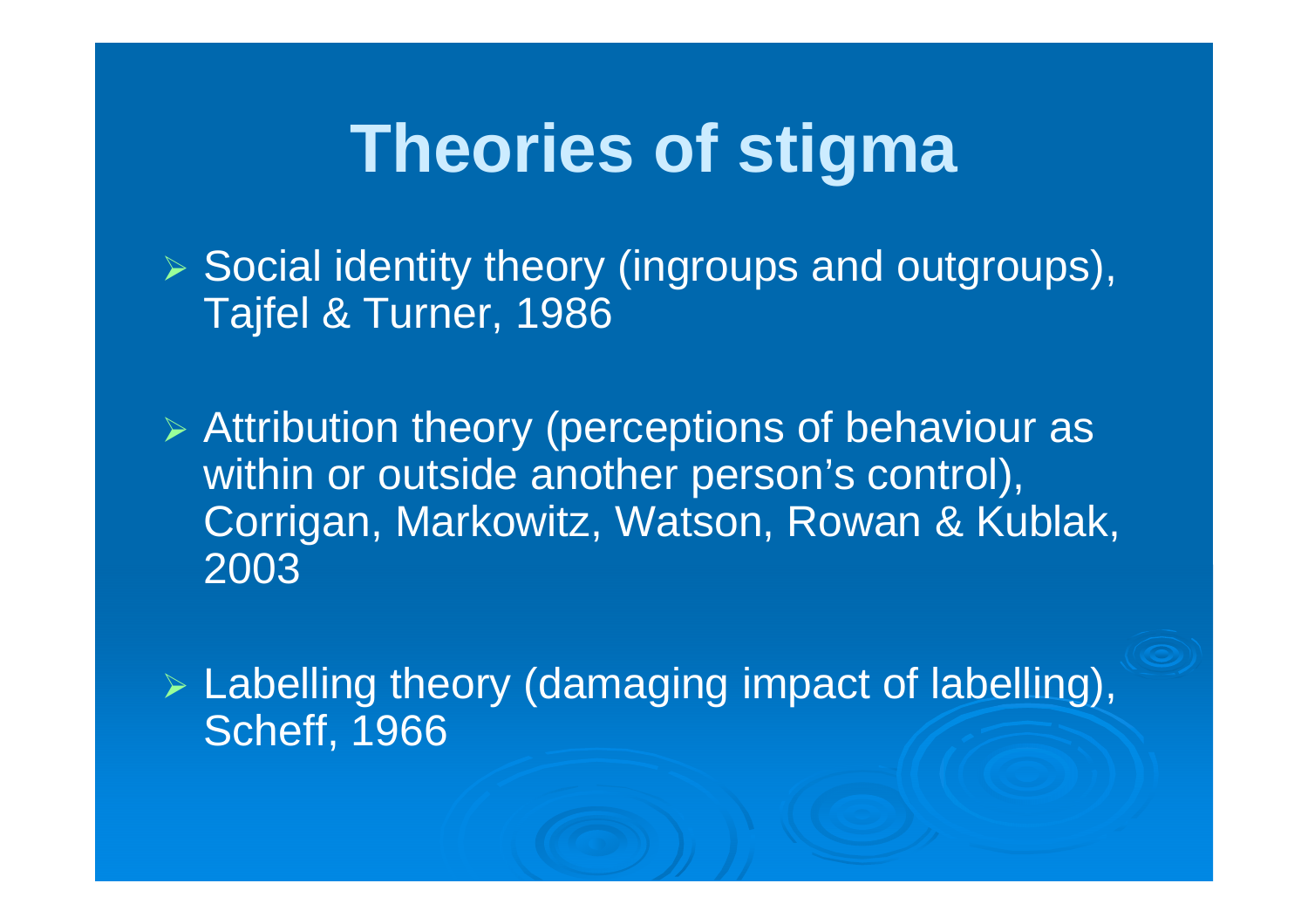# Theories of stigma

- Social identity theory (ingroups and outgroups), Tajfel & Turner, 1986

- Attribution theory (perceptions of behaviour as within or outside another person's control), Corrigan, Markowitz, Watson, Rowan & Kublak, 2003

- Labelling theory (damaging impact of labelling), Scheff, 1966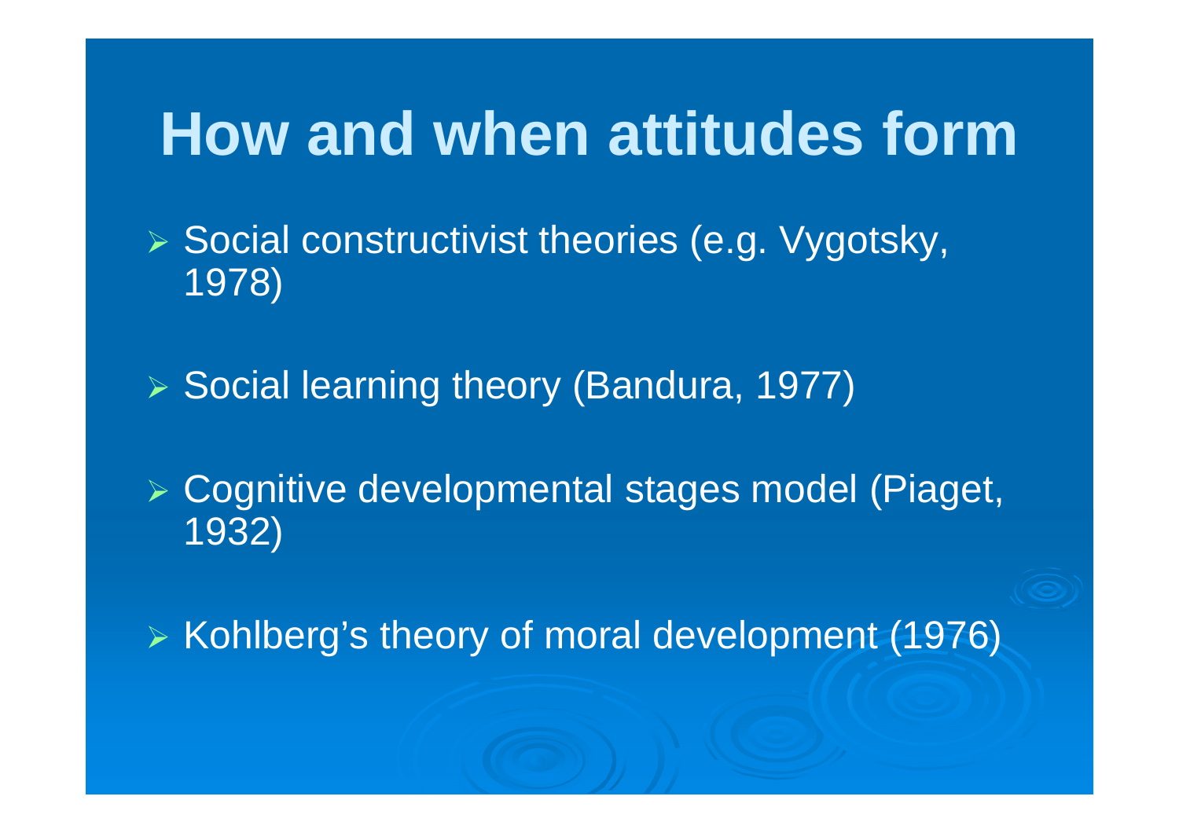# How and when attitudes form

- Social constructivist theories (e.g. Vygotsky, 1978)
- Social learning theory (Bandura, 1977)
- Cognitive developmental stages model (Piaget, 1932)
- Kohlberg's theory of moral development (1976)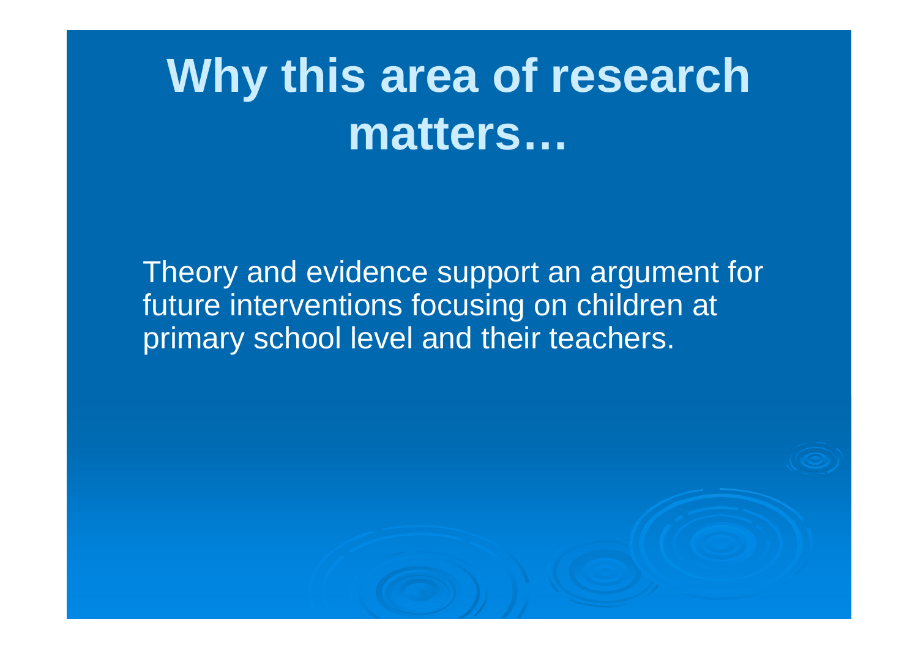# Why this area of research matters…

Theory and evidence support an argument for future interventions focusing on children at primary school level and their teachers.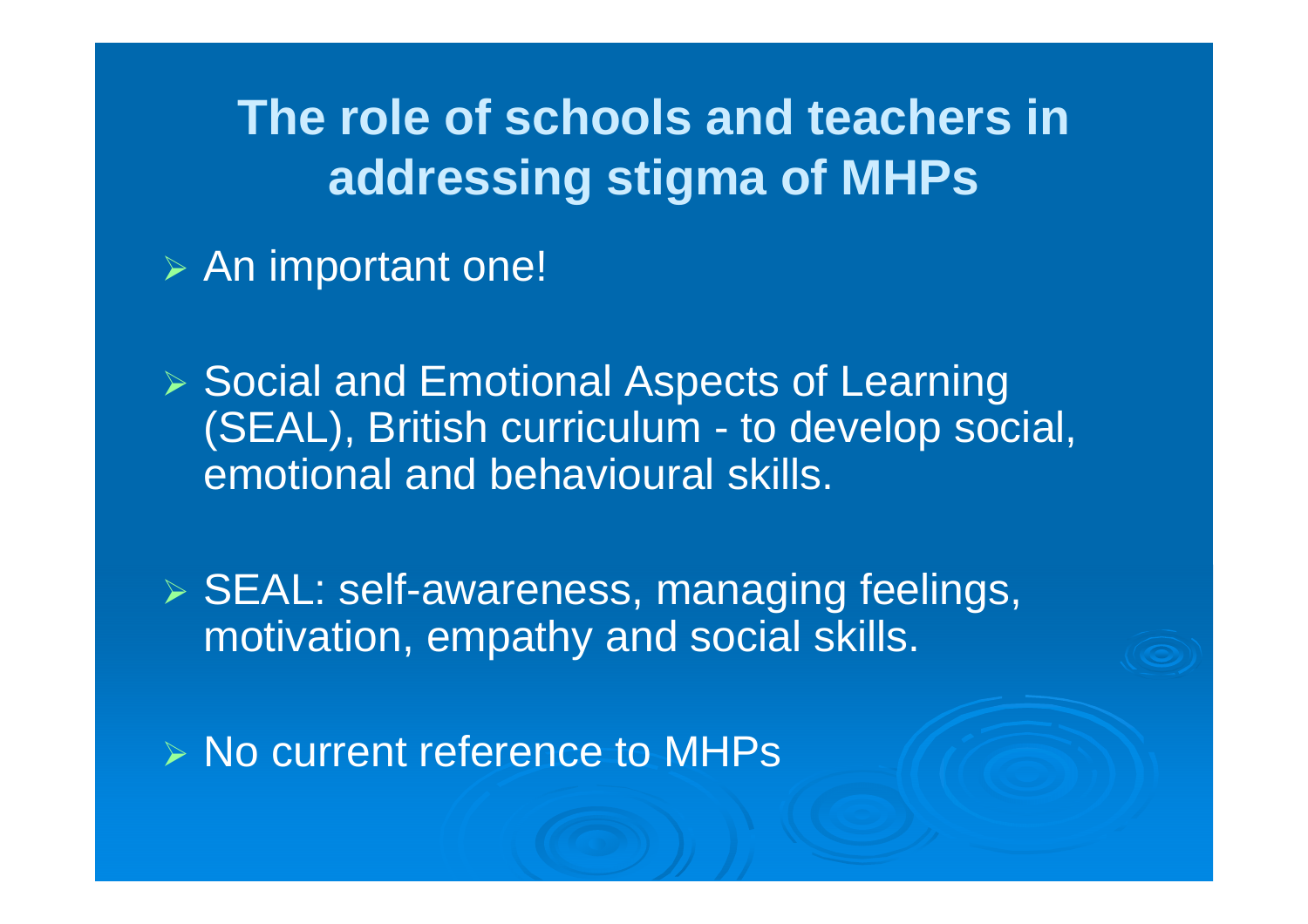# The role of schools and teachers in addressing stigma of MHPs

- An important one!
- Social and Emotional Aspects of Learning (SEAL), British curriculum - to develop social, emotional and behavioural skills.
- SEAL: self-awareness, managing feelings, motivation, empathy and social skills.
- No current reference to MHPs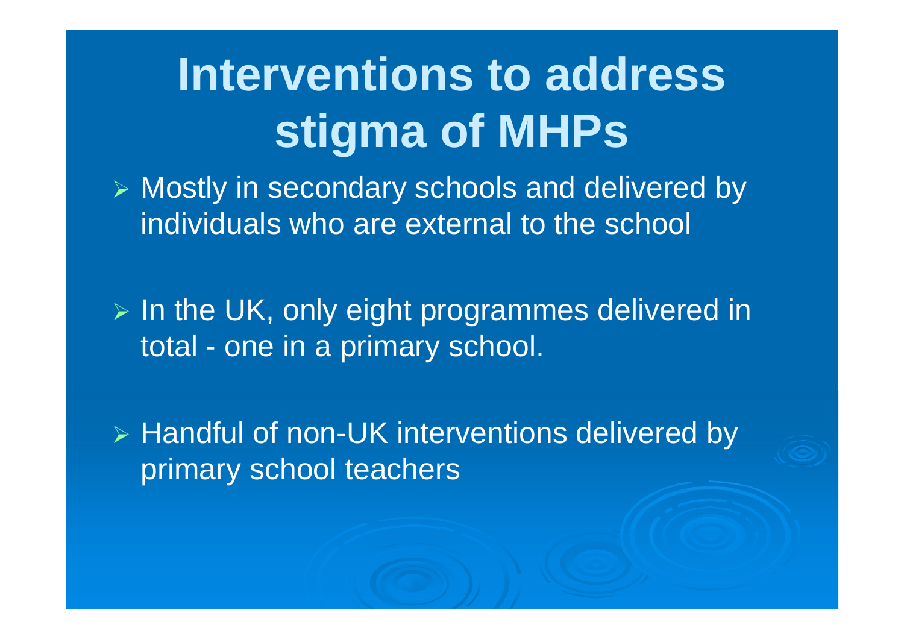# Interventions to address stigma of MHPs

- Mostly in secondary schools and delivered by individuals who are external to the school
- In the UK, only eight programmes delivered in total - one in a primary school.
- Handful of non-UK interventions delivered by primary school teachers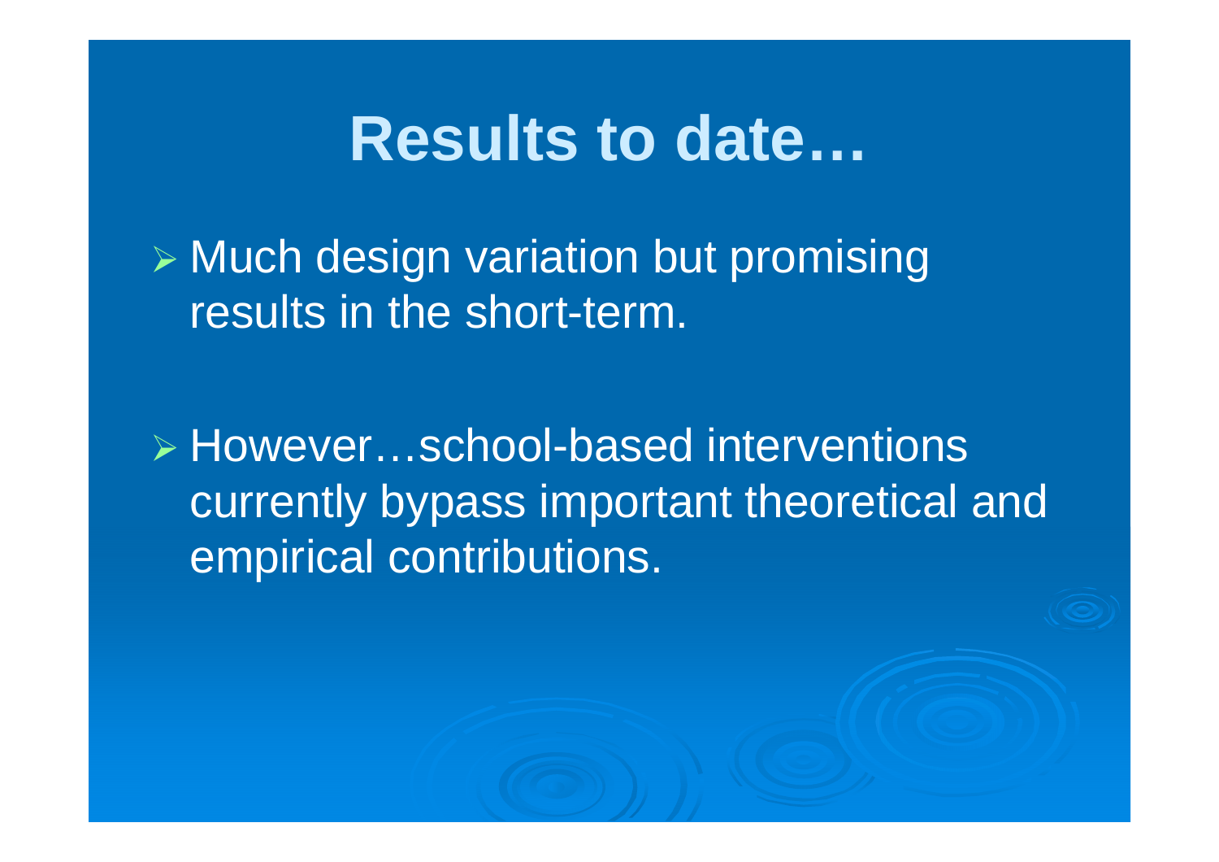# Results to date…

- Much design variation but promising results in the short-term.

- However…school-based interventions currently bypass important theoretical and empirical contributions.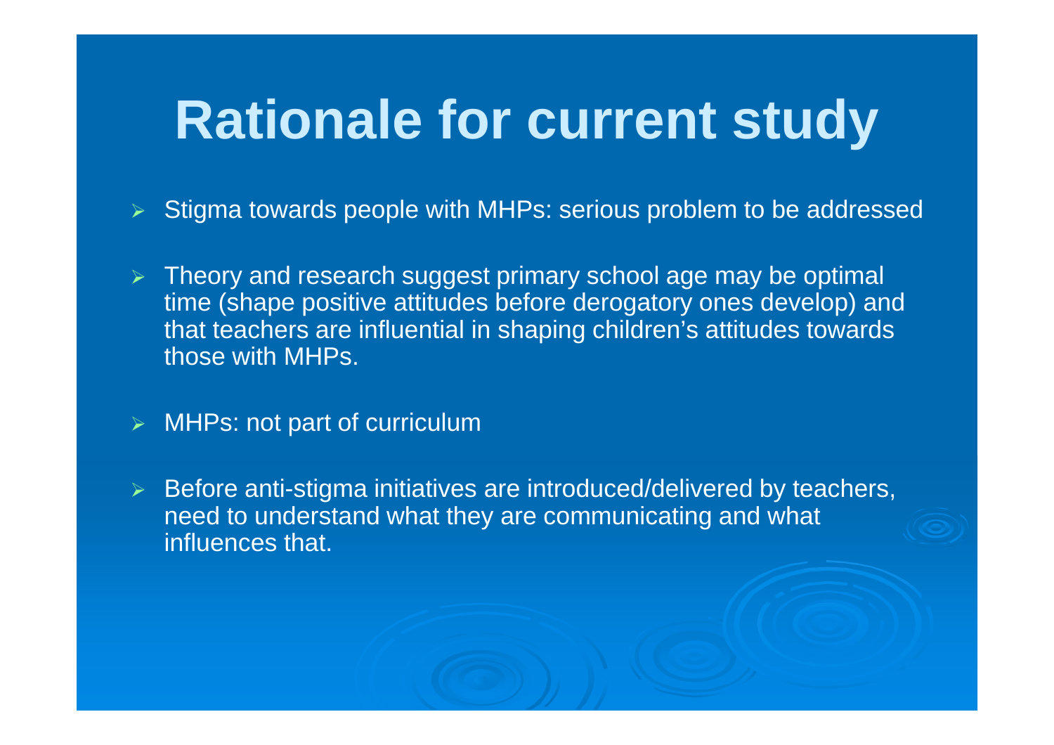# Rationale for current study

- Stigma towards people with MHPs: serious problem to be addressed
- Theory and research suggest primary school age may be optimal time (shape positive attitudes before derogatory ones develop) and that teachers are influential in shaping children's attitudes towards those with MHPs.
- MHPs: not part of curriculum
- Before anti-stigma initiatives are introduced/delivered by teachers, need to understand what they are communicating and what influences that.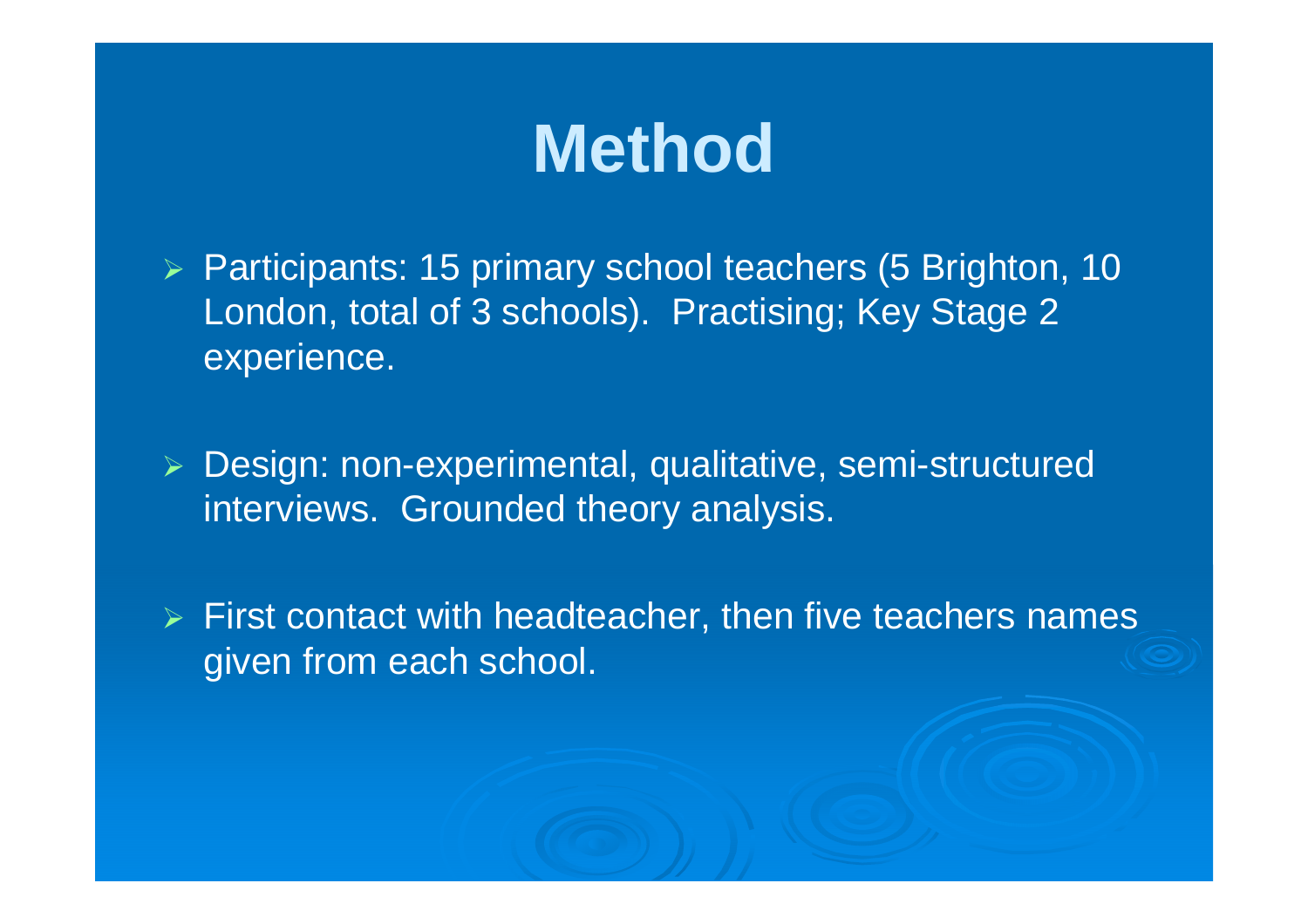# Method

- Participants: 15 primary school teachers (5 Brighton, 10 London, total of 3 schools). Practising; Key Stage 2 experience.
- Design: non-experimental, qualitative, semi-structured interviews. Grounded theory analysis.
- First contact with headteacher, then five teachers names given from each school.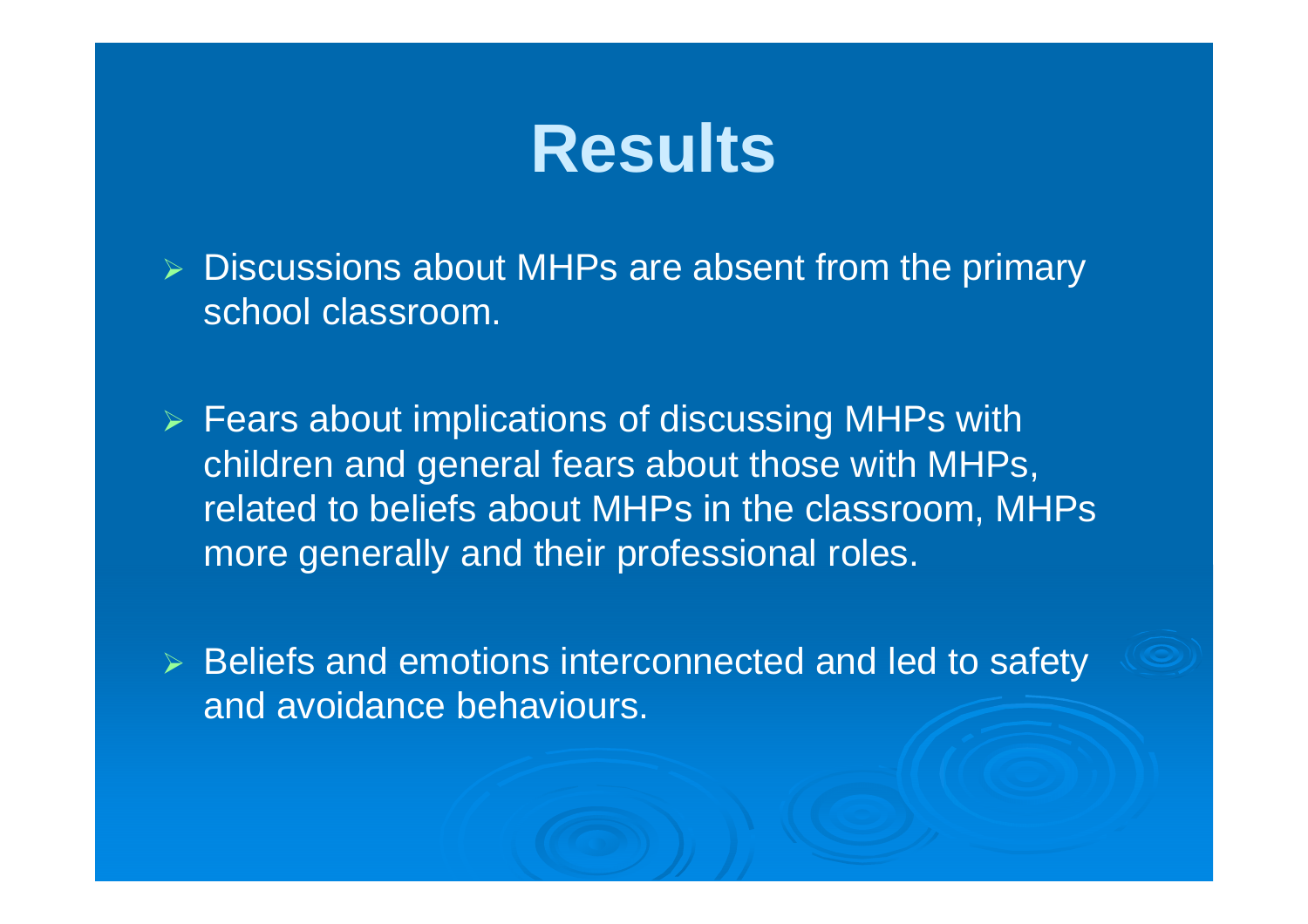# Results

- Discussions about MHPs are absent from the primary school classroom.
- Fears about implications of discussing MHPs with children and general fears about those with MHPs, related to beliefs about MHPs in the classroom, MHPs more generally and their professional roles.
- Beliefs and emotions interconnected and led to safety and avoidance behaviours.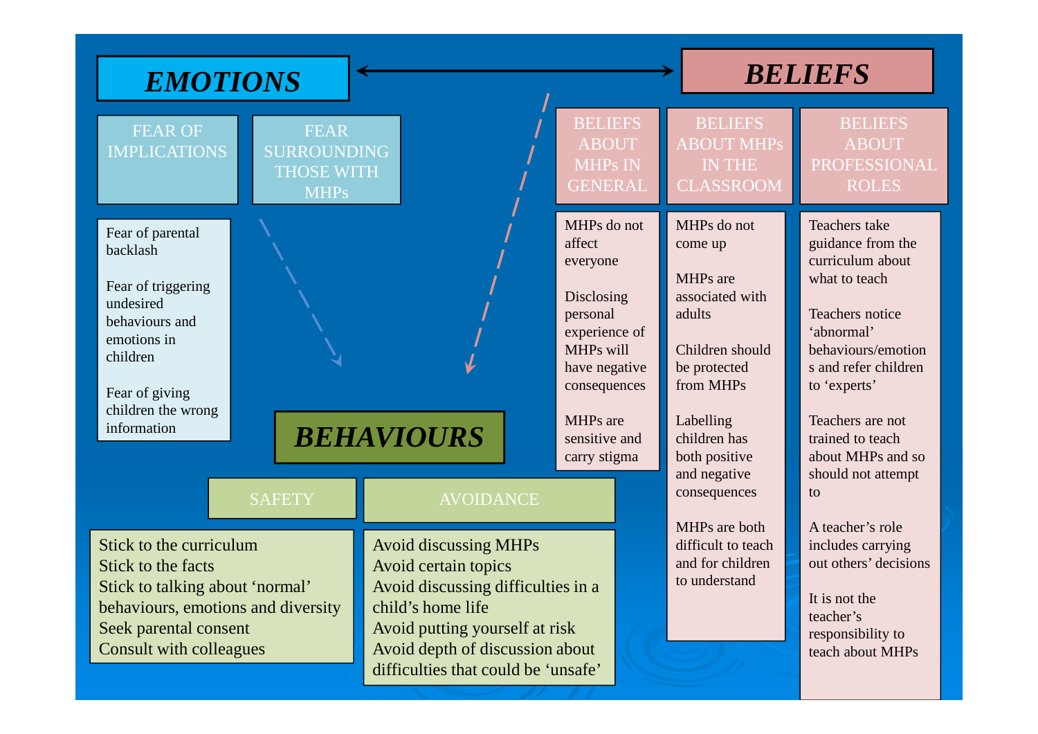## EMOTIONS ↔ BELIEFS

### EMOTIONS

**FEAR OF IMPLICATIONS**

**FEAR SURROUNDING THOSE WITH MHPs**

- Fear of parental backlash
- Fear of triggering undesired behaviours and emotions in children
- Fear of giving children the wrong information

### BELIEFS

**BELIEFS ABOUT MHPs IN GENERAL**

- MHPs do not affect everyone
- Disclosing personal experience of MHPs will have negative consequences
- MHPs are sensitive and carry stigma

**BELIEFS ABOUT MHPs IN THE CLASSROOM**

- MHPs do not come up
- MHPs are associated with adults
- Children should be protected from MHPs
- Labelling children has both positive and negative consequences
- MHPs are both difficult to teach and for children to understand

**BELIEFS ABOUT PROFESSIONAL ROLES**

- Teachers take guidance from the curriculum about what to teach
- Teachers notice 'abnormal' behaviours/emotions and refer children to 'experts'
- Teachers are not trained to teach about MHPs and so should not attempt to
- A teacher's role includes carrying out others' decisions
- It is not the teacher's responsibility to teach about MHPs

### BEHAVIOURS

**SAFETY**

- Stick to the curriculum
- Stick to the facts
- Stick to talking about 'normal' behaviours, emotions and diversity
- Seek parental consent
- Consult with colleagues

**AVOIDANCE**

- Avoid discussing MHPs
- Avoid certain topics
- Avoid discussing difficulties in a child's home life
- Avoid putting yourself at risk
- Avoid depth of discussion about difficulties that could be 'unsafe'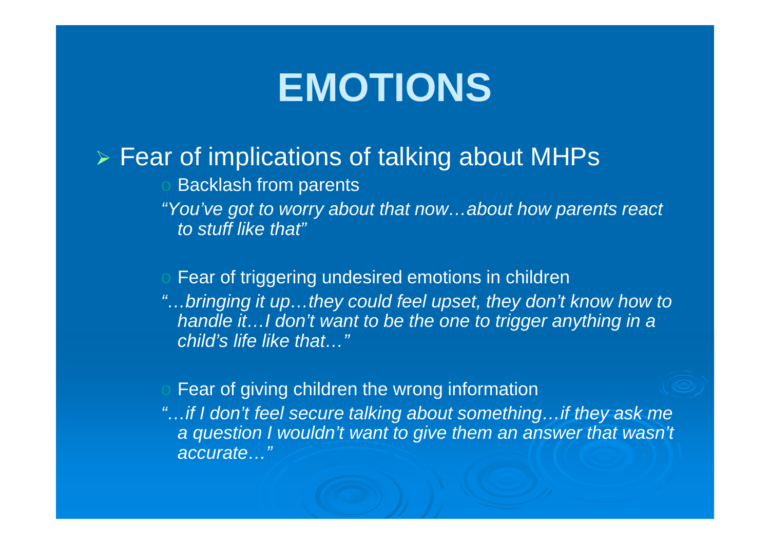# EMOTIONS

- Fear of implications of talking about MHPs
  - Backlash from parents

    *"You've got to worry about that now…about how parents react to stuff like that"*

  - Fear of triggering undesired emotions in children

    *"…bringing it up…they could feel upset, they don't know how to handle it…I don't want to be the one to trigger anything in a child's life like that…"*

  - Fear of giving children the wrong information

    *"…if I don't feel secure talking about something…if they ask me a question I wouldn't want to give them an answer that wasn't accurate…"*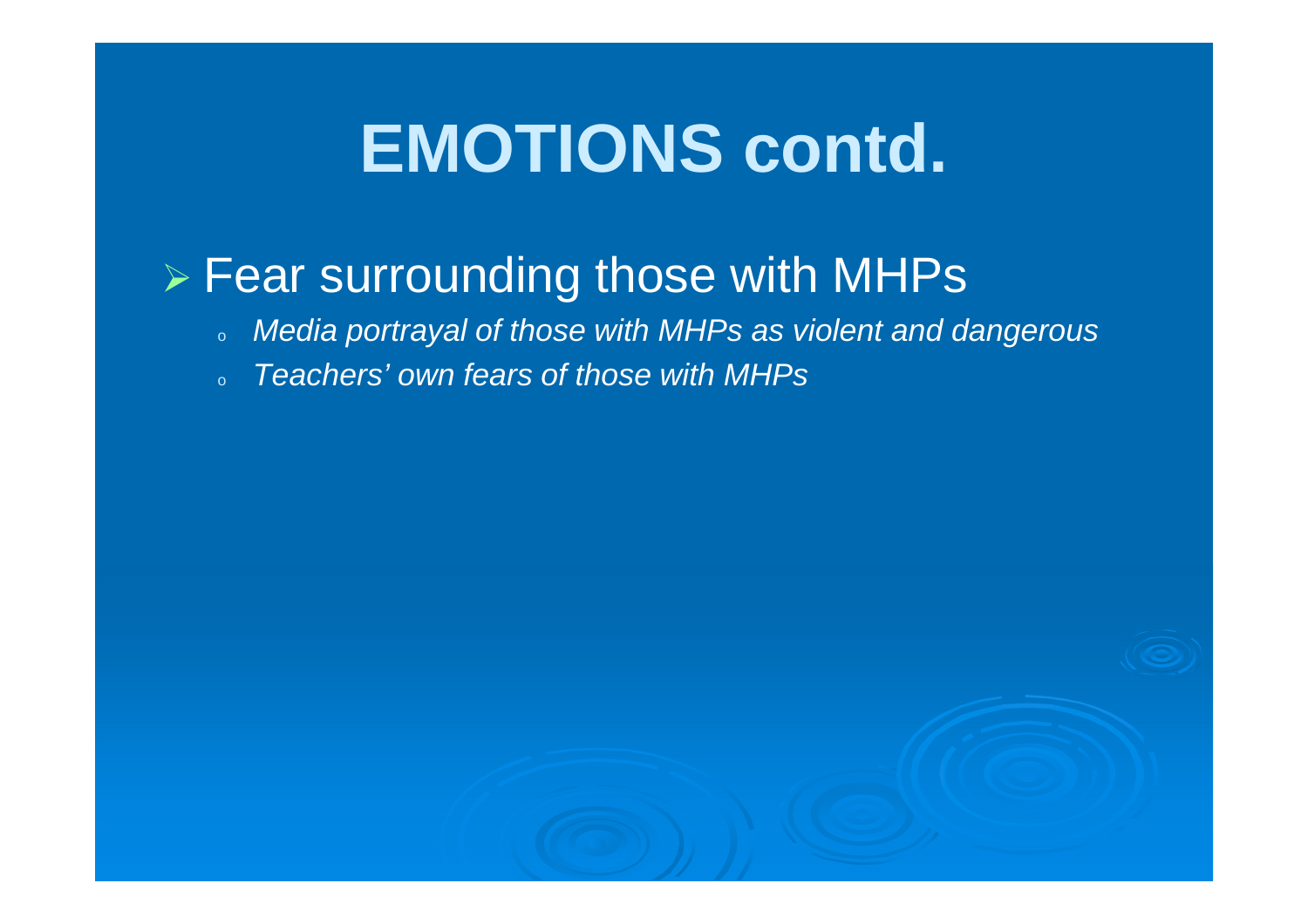# EMOTIONS contd.

- Fear surrounding those with MHPs
  - *Media portrayal of those with MHPs as violent and dangerous*
  - *Teachers' own fears of those with MHPs*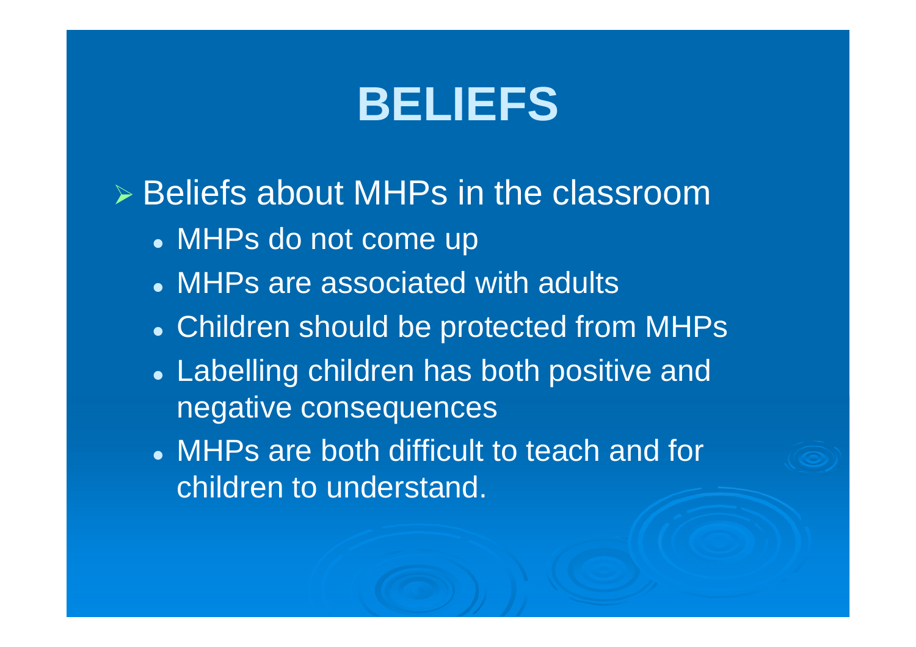# BELIEFS

- Beliefs about MHPs in the classroom
  - MHPs do not come up
  - MHPs are associated with adults
  - Children should be protected from MHPs
  - Labelling children has both positive and negative consequences
  - MHPs are both difficult to teach and for children to understand.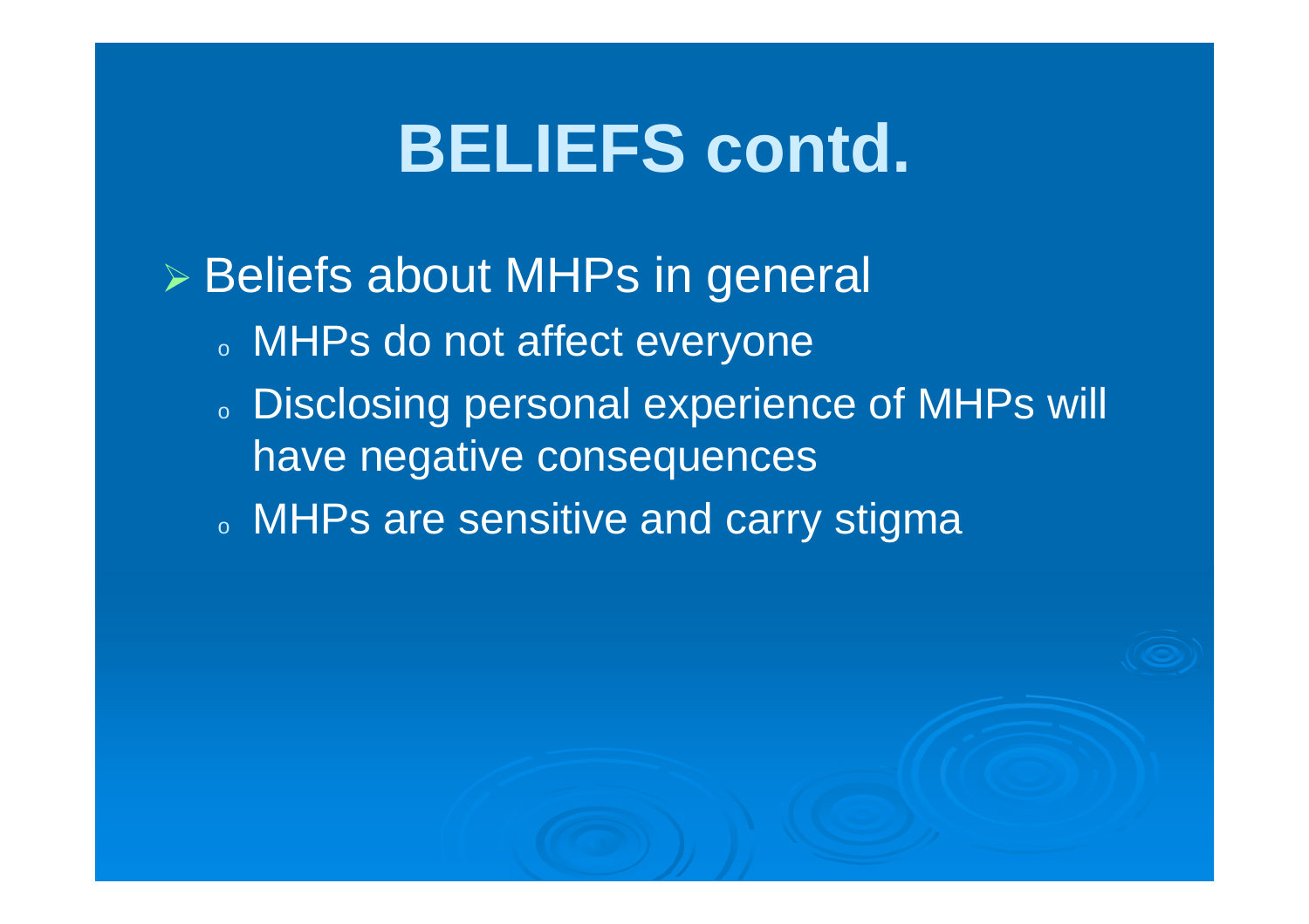# BELIEFS contd.

- Beliefs about MHPs in general
  - MHPs do not affect everyone
  - Disclosing personal experience of MHPs will have negative consequences
  - MHPs are sensitive and carry stigma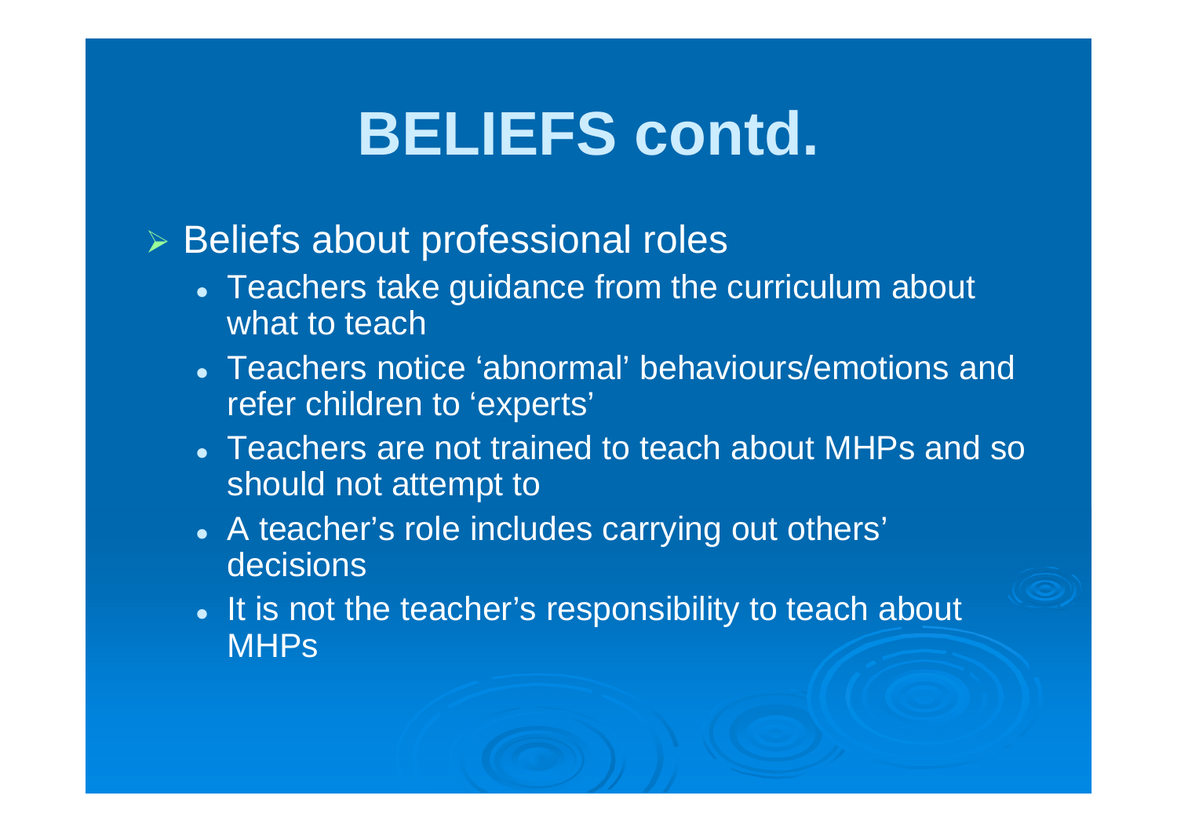# BELIEFS contd.

- Beliefs about professional roles
  - Teachers take guidance from the curriculum about what to teach
  - Teachers notice 'abnormal' behaviours/emotions and refer children to 'experts'
  - Teachers are not trained to teach about MHPs and so should not attempt to
  - A teacher's role includes carrying out others' decisions
  - It is not the teacher's responsibility to teach about MHPs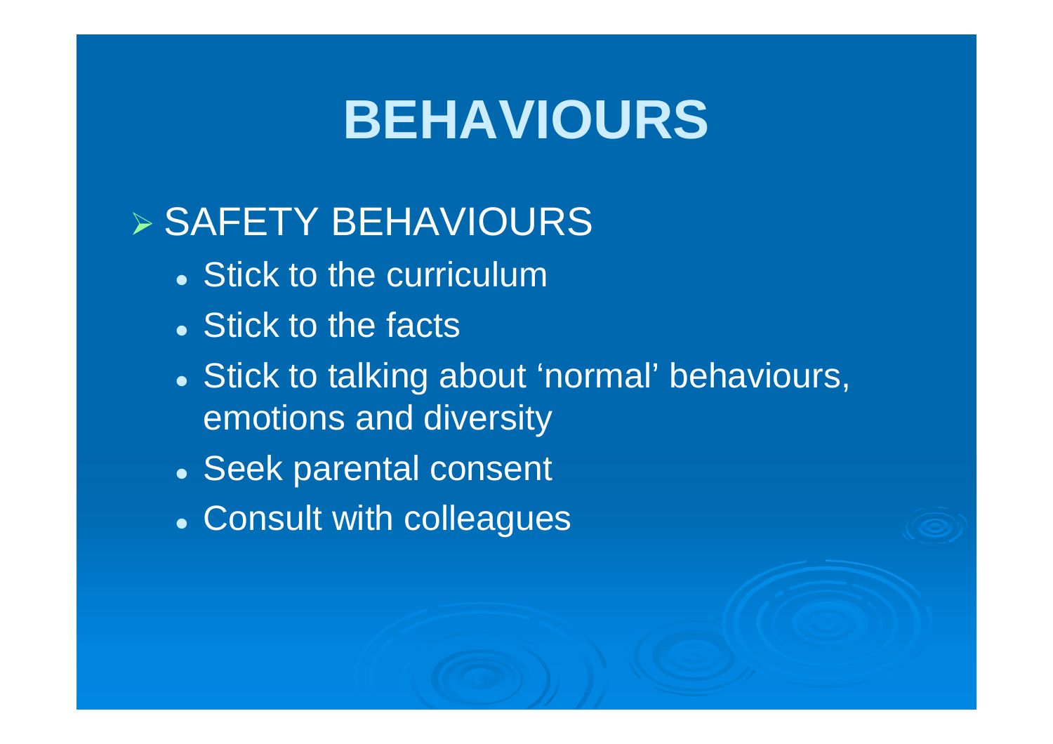# BEHAVIOURS

- SAFETY BEHAVIOURS
  - Stick to the curriculum
  - Stick to the facts
  - Stick to talking about 'normal' behaviours, emotions and diversity
  - Seek parental consent
  - Consult with colleagues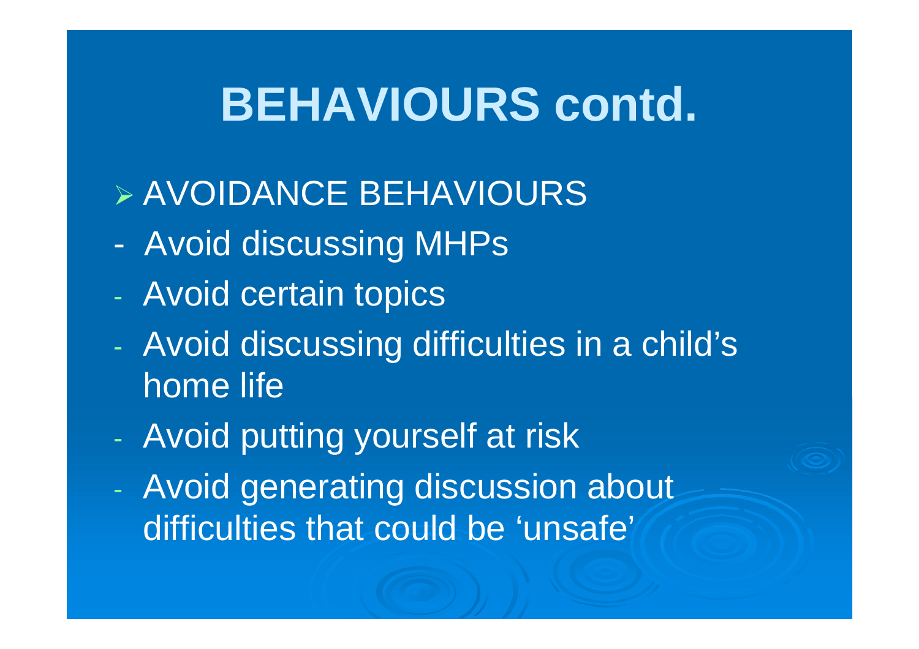# BEHAVIOURS contd.

- AVOIDANCE BEHAVIOURS
- Avoid discussing MHPs
- Avoid certain topics
- Avoid discussing difficulties in a child's home life
- Avoid putting yourself at risk
- Avoid generating discussion about difficulties that could be 'unsafe'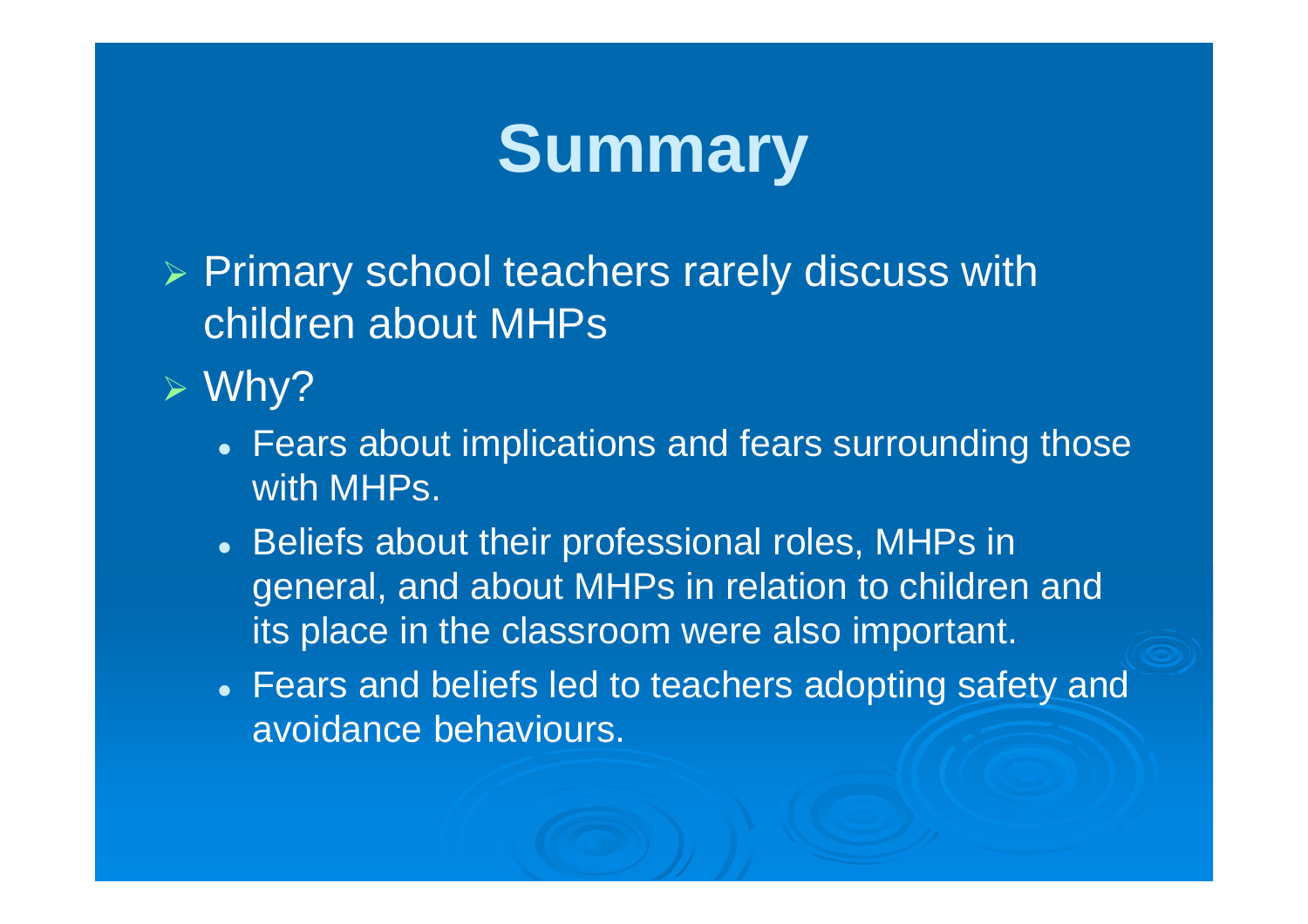# Summary

- Primary school teachers rarely discuss with children about MHPs
- Why?
  - Fears about implications and fears surrounding those with MHPs.
  - Beliefs about their professional roles, MHPs in general, and about MHPs in relation to children and its place in the classroom were also important.
  - Fears and beliefs led to teachers adopting safety and avoidance behaviours.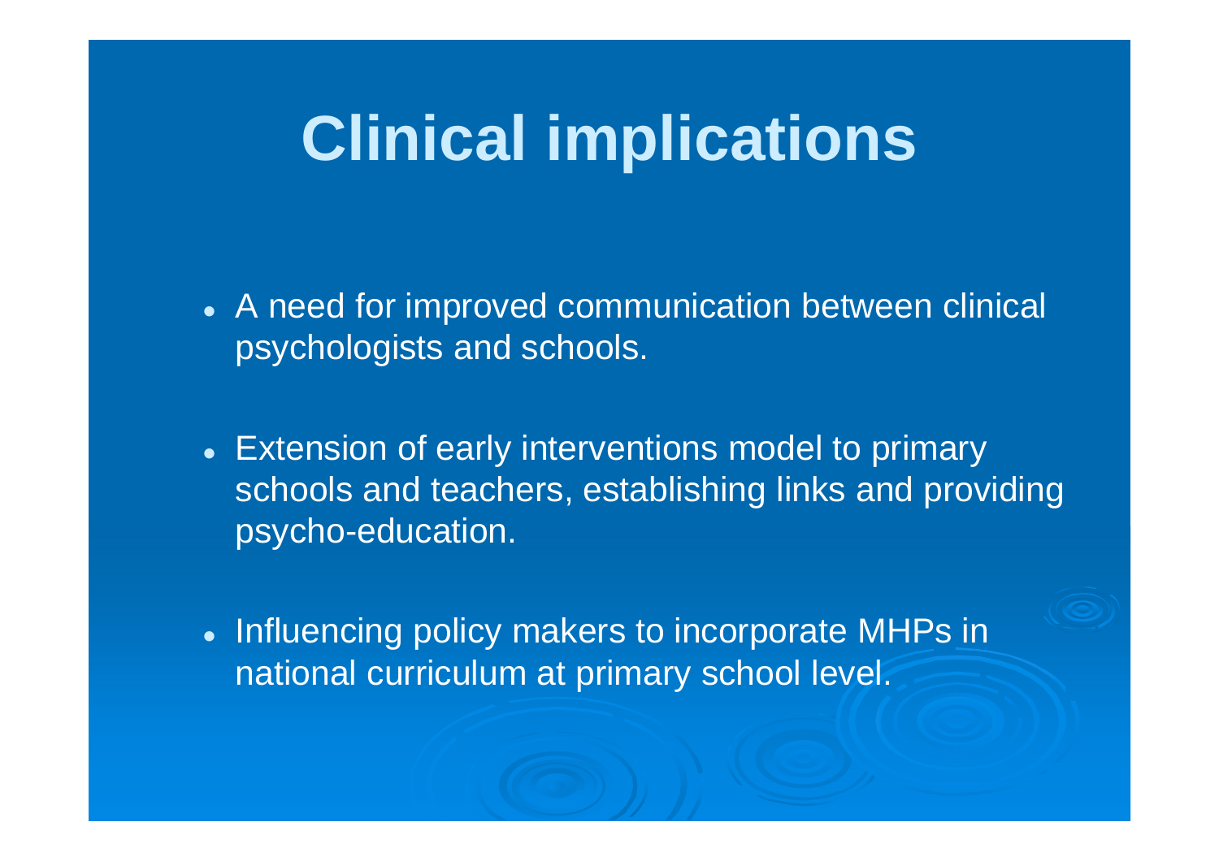# Clinical implications

- A need for improved communication between clinical psychologists and schools.
- Extension of early interventions model to primary schools and teachers, establishing links and providing psycho-education.
- Influencing policy makers to incorporate MHPs in national curriculum at primary school level.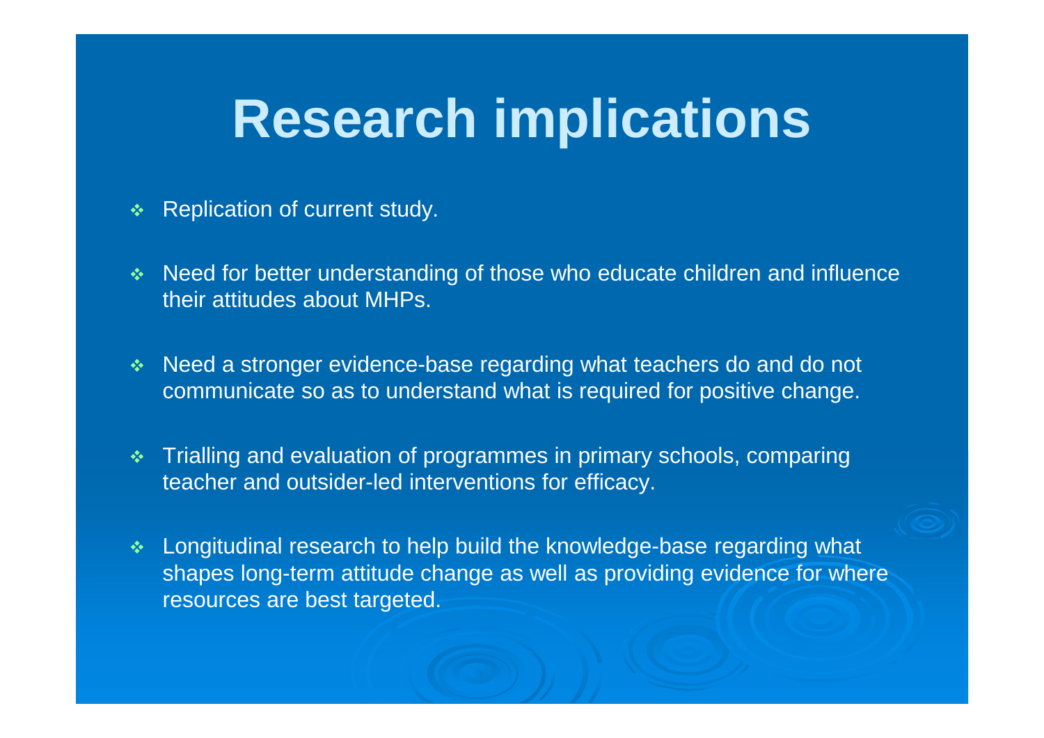# Research implications

- Replication of current study.
- Need for better understanding of those who educate children and influence their attitudes about MHPs.
- Need a stronger evidence-base regarding what teachers do and do not communicate so as to understand what is required for positive change.
- Trialling and evaluation of programmes in primary schools, comparing teacher and outsider-led interventions for efficacy.
- Longitudinal research to help build the knowledge-base regarding what shapes long-term attitude change as well as providing evidence for where resources are best targeted.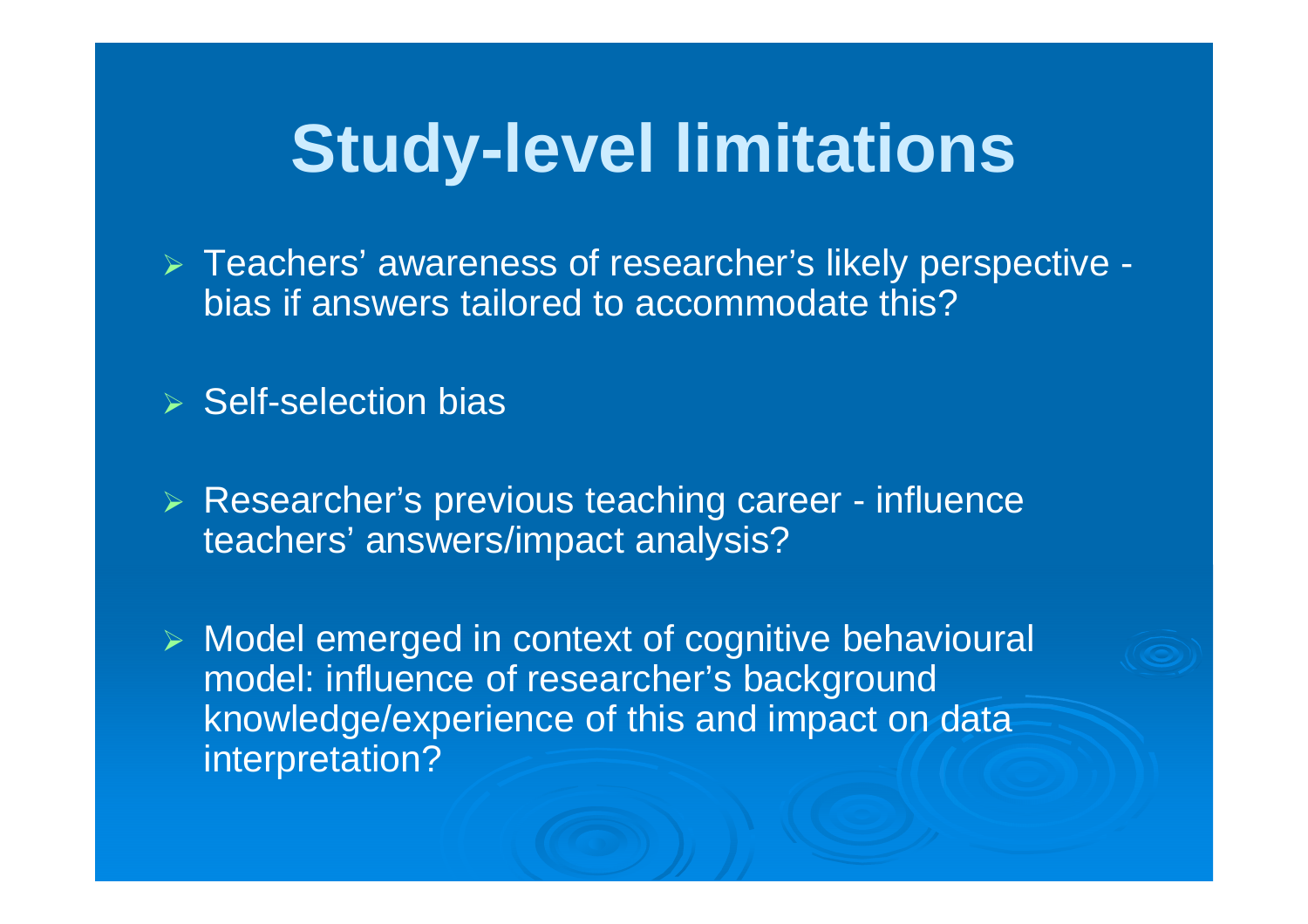# Study-level limitations

- Teachers' awareness of researcher's likely perspective - bias if answers tailored to accommodate this?
- Self-selection bias
- Researcher's previous teaching career - influence teachers' answers/impact analysis?
- Model emerged in context of cognitive behavioural model: influence of researcher's background knowledge/experience of this and impact on data interpretation?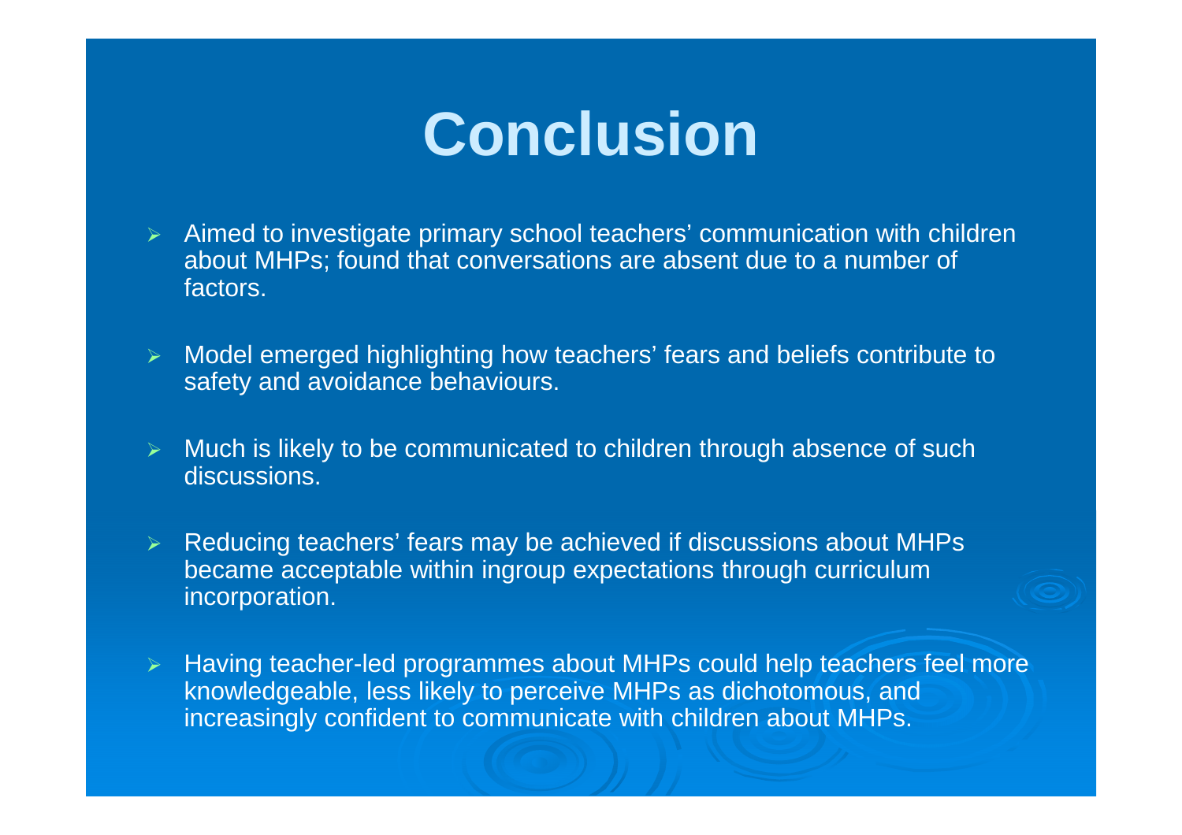# Conclusion

- Aimed to investigate primary school teachers' communication with children about MHPs; found that conversations are absent due to a number of factors.
- Model emerged highlighting how teachers' fears and beliefs contribute to safety and avoidance behaviours.
- Much is likely to be communicated to children through absence of such discussions.
- Reducing teachers' fears may be achieved if discussions about MHPs became acceptable within ingroup expectations through curriculum incorporation.
- Having teacher-led programmes about MHPs could help teachers feel more knowledgeable, less likely to perceive MHPs as dichotomous, and increasingly confident to communicate with children about MHPs.